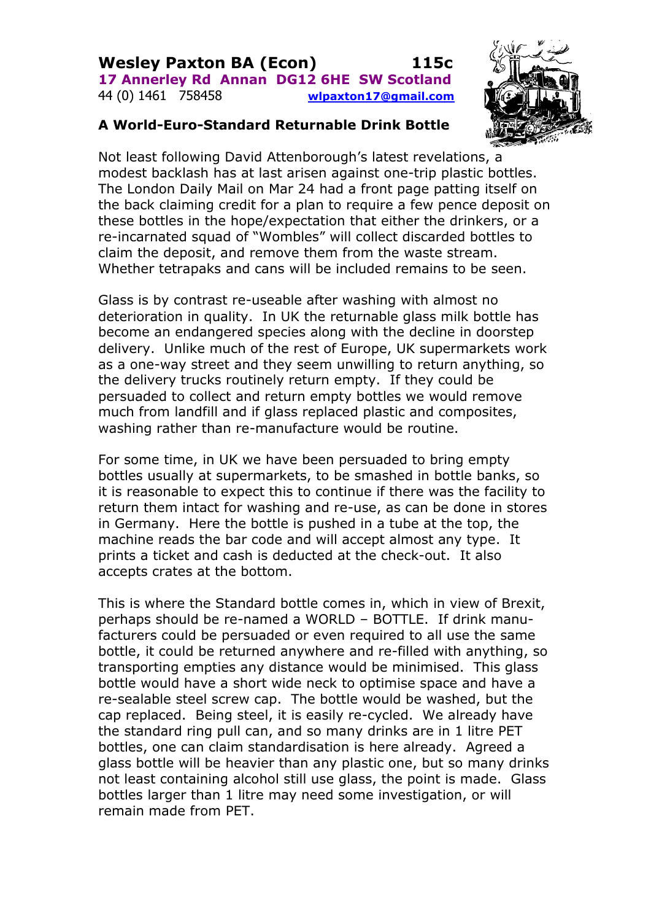# Wesley Paxton BA (Econ) 115c

**17 Annerley Rd Annan DG12 6HE SW Scotland**
44 (0) 1461 758458 **wlpaxton17@gmail.com**

## A World-Euro-Standard Returnable Drink Bottle

Not least following David Attenborough's latest revelations, a modest backlash has at last arisen against one-trip plastic bottles. The London Daily Mail on Mar 24 had a front page patting itself on the back claiming credit for a plan to require a few pence deposit on these bottles in the hope/expectation that either the drinkers, or a re-incarnated squad of "Wombles" will collect discarded bottles to claim the deposit, and remove them from the waste stream. Whether tetrapaks and cans will be included remains to be seen.

Glass is by contrast re-useable after washing with almost no deterioration in quality. In UK the returnable glass milk bottle has become an endangered species along with the decline in doorstep delivery. Unlike much of the rest of Europe, UK supermarkets work as a one-way street and they seem unwilling to return anything, so the delivery trucks routinely return empty. If they could be persuaded to collect and return empty bottles we would remove much from landfill and if glass replaced plastic and composites, washing rather than re-manufacture would be routine.

For some time, in UK we have been persuaded to bring empty bottles usually at supermarkets, to be smashed in bottle banks, so it is reasonable to expect this to continue if there was the facility to return them intact for washing and re-use, as can be done in stores in Germany. Here the bottle is pushed in a tube at the top, the machine reads the bar code and will accept almost any type. It prints a ticket and cash is deducted at the check-out. It also accepts crates at the bottom.

This is where the Standard bottle comes in, which in view of Brexit, perhaps should be re-named a WORLD – BOTTLE. If drink manu-facturers could be persuaded or even required to all use the same bottle, it could be returned anywhere and re-filled with anything, so transporting empties any distance would be minimised. This glass bottle would have a short wide neck to optimise space and have a re-sealable steel screw cap. The bottle would be washed, but the cap replaced. Being steel, it is easily re-cycled. We already have the standard ring pull can, and so many drinks are in 1 litre PET bottles, one can claim standardisation is here already. Agreed a glass bottle will be heavier than any plastic one, but so many drinks not least containing alcohol still use glass, the point is made. Glass bottles larger than 1 litre may need some investigation, or will remain made from PET.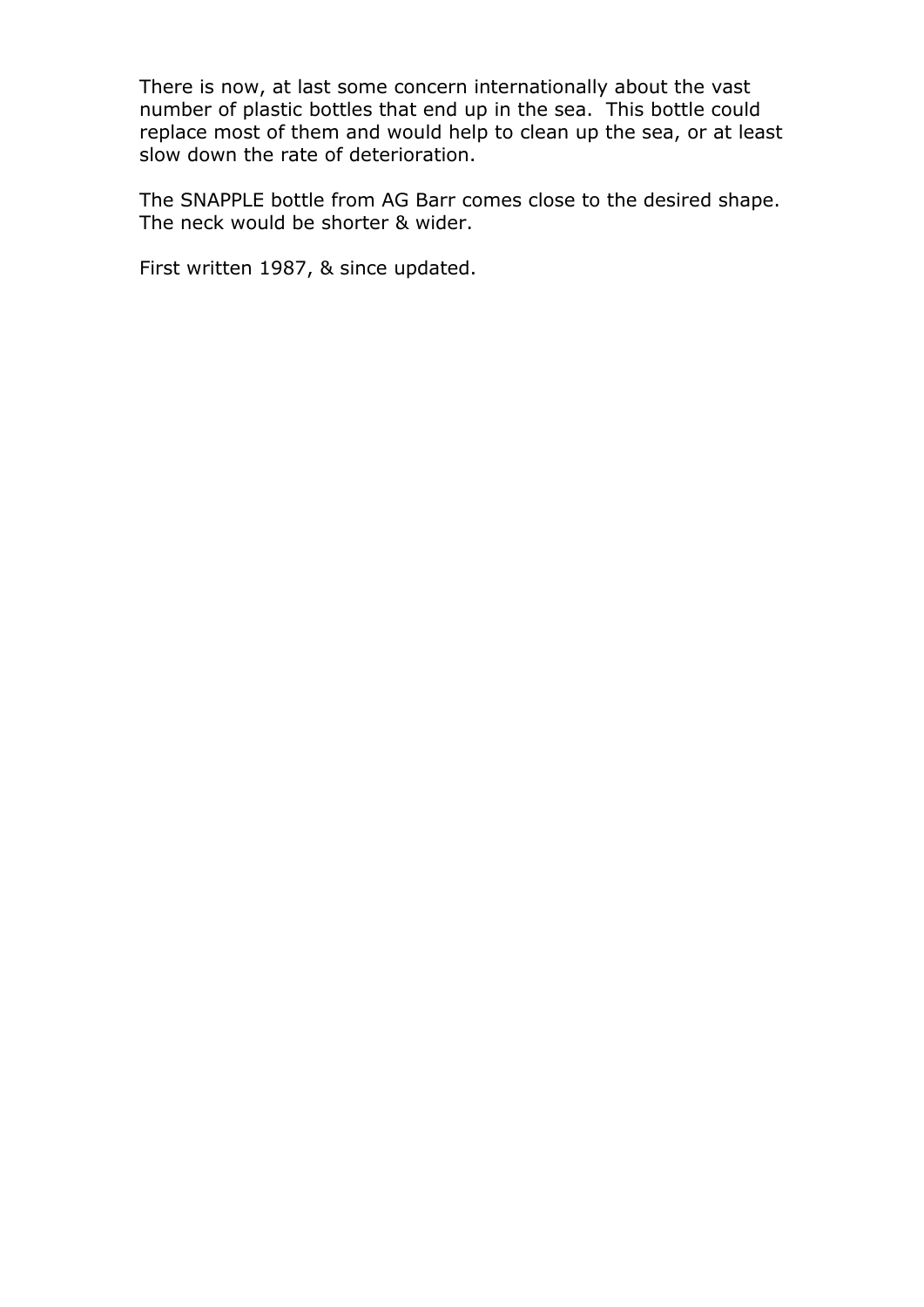There is now, at last some concern internationally about the vast number of plastic bottles that end up in the sea. This bottle could replace most of them and would help to clean up the sea, or at least slow down the rate of deterioration.

The SNAPPLE bottle from AG Barr comes close to the desired shape. The neck would be shorter & wider.

First written 1987, & since updated.